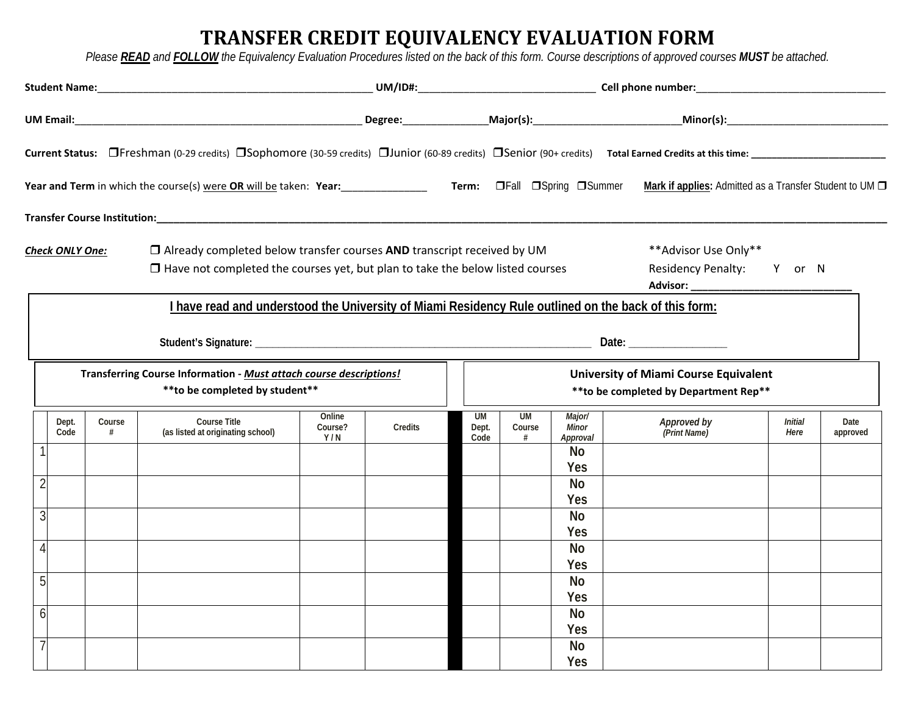# TRANSFER CREDIT EQUIVALENCY EVALUATION FORM

*Please **READ** and **FOLLOW** the Equivalency Evaluation Procedures listed on the back of this form. Course descriptions of approved courses **MUST** be attached.*

**Student Name:**_______________________________________________ **UM/ID#:**_____________________________ **Cell phone number:**________________________________

**UM Email:**_________________________________________________ **Degree:**______________**Major(s):**________________________**Minor(s):**___________________________

**Current Status:** ❒Freshman (0-29 credits) ❒Sophomore (30-59 credits) ❒Junior (60-89 credits) ❒Senior (90+ credits) **Total Earned Credits at this time:** ________________________

**Year and Term** in which the course(s) were **OR** will be taken: **Year:**______________ **Term:** ❒Fall ❒Spring ❒Summer **Mark if applies:** Admitted as a Transfer Student to UM ❒

**Transfer Course Institution:**__________________________________________________________________________________________________________

***Check ONLY One:***

❒ Already completed below transfer courses **AND** transcript received by UM

❒ Have not completed the courses yet, but plan to take the below listed courses

**Advisor Use Only**

Residency Penalty: Y or N

**Advisor:** ____________________________

**I have read and understood the University of Miami Residency Rule outlined on the back of this form:**

**Student's Signature:** ________________________________________________________ **Date:** _______________

| | Transferring Course Information - *Must attach course descriptions!* **to be completed by student** | | | | | University of Miami Course Equivalent **to be completed by Department Rep** | | | | | |
|---|---|---|---|---|---|---|---|---|---|---|---|
| | Dept. Code | Course # | Course Title (as listed at originating school) | Online Course? Y / N | Credits | UM Dept. Code | UM Course # | *Major/ Minor Approval* | *Approved by (Print Name)* | *Initial Here* | Date approved |
| 1 | | | | | | | | No Yes | | | |
| 2 | | | | | | | | No Yes | | | |
| 3 | | | | | | | | No Yes | | | |
| 4 | | | | | | | | No Yes | | | |
| 5 | | | | | | | | No Yes | | | |
| 6 | | | | | | | | No Yes | | | |
| 7 | | | | | | | | No Yes | | | |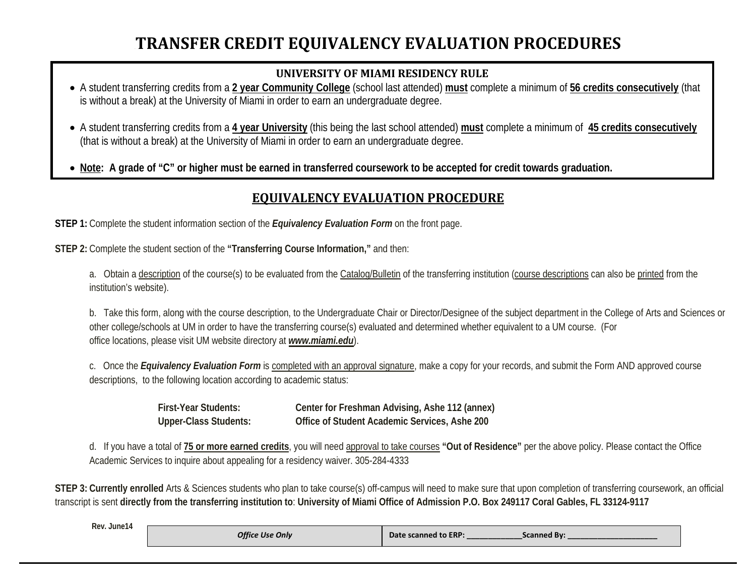# TRANSFER CREDIT EQUIVALENCY EVALUATION PROCEDURES

**UNIVERSITY OF MIAMI RESIDENCY RULE**

- A student transferring credits from a **2 year Community College** (school last attended) **must** complete a minimum of **56 credits consecutively** (that is without a break) at the University of Miami in order to earn an undergraduate degree.
- A student transferring credits from a **4 year University** (this being the last school attended) **must** complete a minimum of **45 credits consecutively** (that is without a break) at the University of Miami in order to earn an undergraduate degree.
- **Note: A grade of "C" or higher must be earned in transferred coursework to be accepted for credit towards graduation.**

## EQUIVALENCY EVALUATION PROCEDURE

**STEP 1:** Complete the student information section of the ***Equivalency Evaluation Form*** on the front page.

**STEP 2:** Complete the student section of the **"Transferring Course Information,"** and then:

a. Obtain a description of the course(s) to be evaluated from the Catalog/Bulletin of the transferring institution (course descriptions can also be printed from the institution's website).

b. Take this form, along with the course description, to the Undergraduate Chair or Director/Designee of the subject department in the College of Arts and Sciences or other college/schools at UM in order to have the transferring course(s) evaluated and determined whether equivalent to a UM course. (For office locations, please visit UM website directory at ***www.miami.edu***).

c. Once the ***Equivalency Evaluation Form*** is completed with an approval signature, make a copy for your records, and submit the Form AND approved course descriptions, to the following location according to academic status:

**First-Year Students:** **Center for Freshman Advising, Ashe 112 (annex)**
**Upper-Class Students:** **Office of Student Academic Services, Ashe 200**

d. If you have a total of **75 or more earned credits**, you will need approval to take courses **"Out of Residence"** per the above policy. Please contact the Office Academic Services to inquire about appealing for a residency waiver. 305-284-4333

**STEP 3: Currently enrolled** Arts & Sciences students who plan to take course(s) off-campus will need to make sure that upon completion of transferring coursework, an official transcript is sent **directly from the transferring institution to**: **University of Miami Office of Admission P.O. Box 249117 Coral Gables, FL 33124-9117**

Rev. June14

| | |
|---|---|
| *Office Use Only* | Date scanned to ERP: ____________Scanned By: ____________________ |